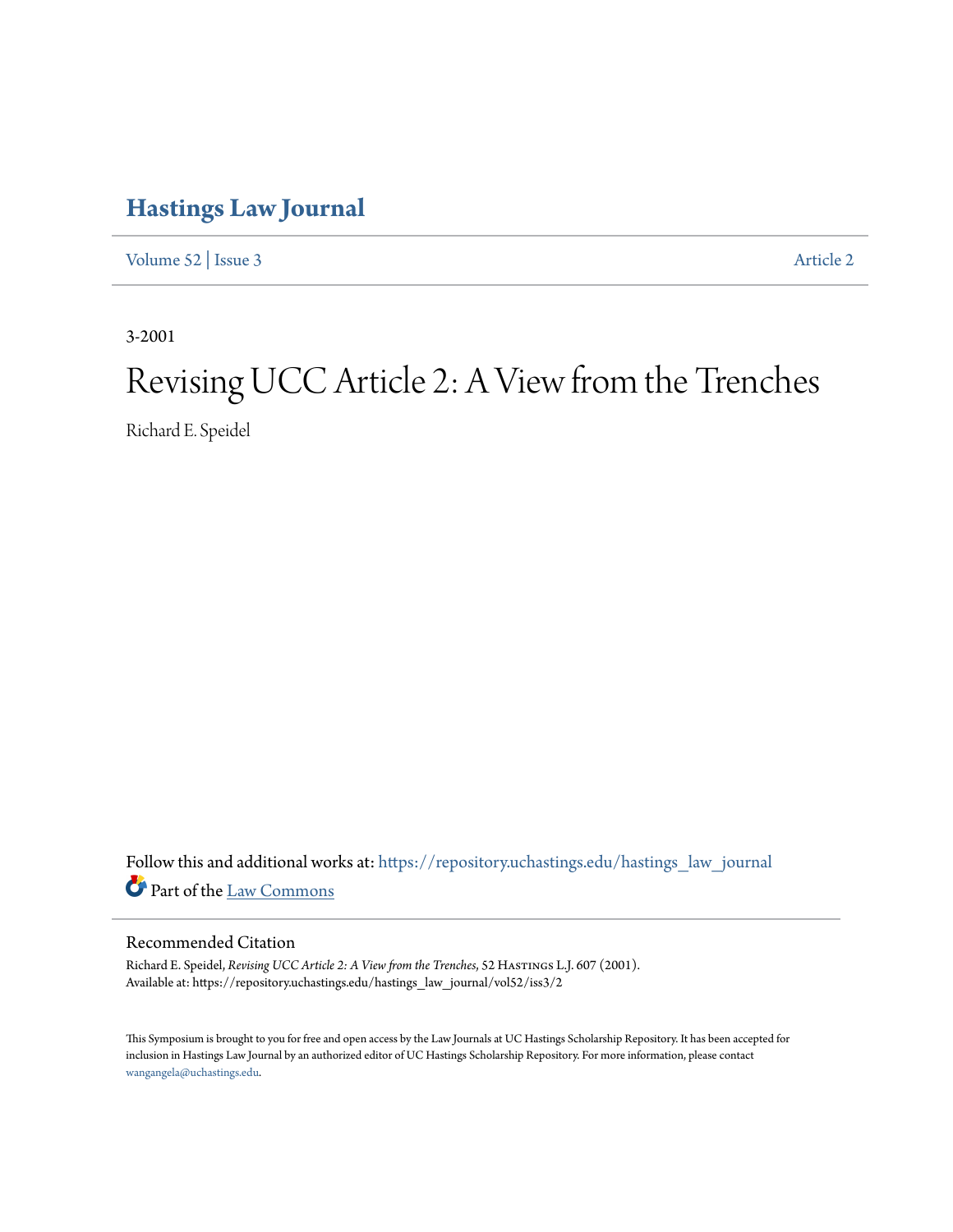# Hastings Law Journal

Volume 52 | Issue 3 Article 2

3-2001

# Revising UCC Article 2: A View from the Trenches

Richard E. Speidel

Follow this and additional works at: https://repository.uchastings.edu/hastings_law_journal

Part of the Law Commons

## Recommended Citation

Richard E. Speidel, *Revising UCC Article 2: A View from the Trenches*, 52 Hastings L.J. 607 (2001).
Available at: https://repository.uchastings.edu/hastings_law_journal/vol52/iss3/2

This Symposium is brought to you for free and open access by the Law Journals at UC Hastings Scholarship Repository. It has been accepted for inclusion in Hastings Law Journal by an authorized editor of UC Hastings Scholarship Repository. For more information, please contact wangangela@uchastings.edu.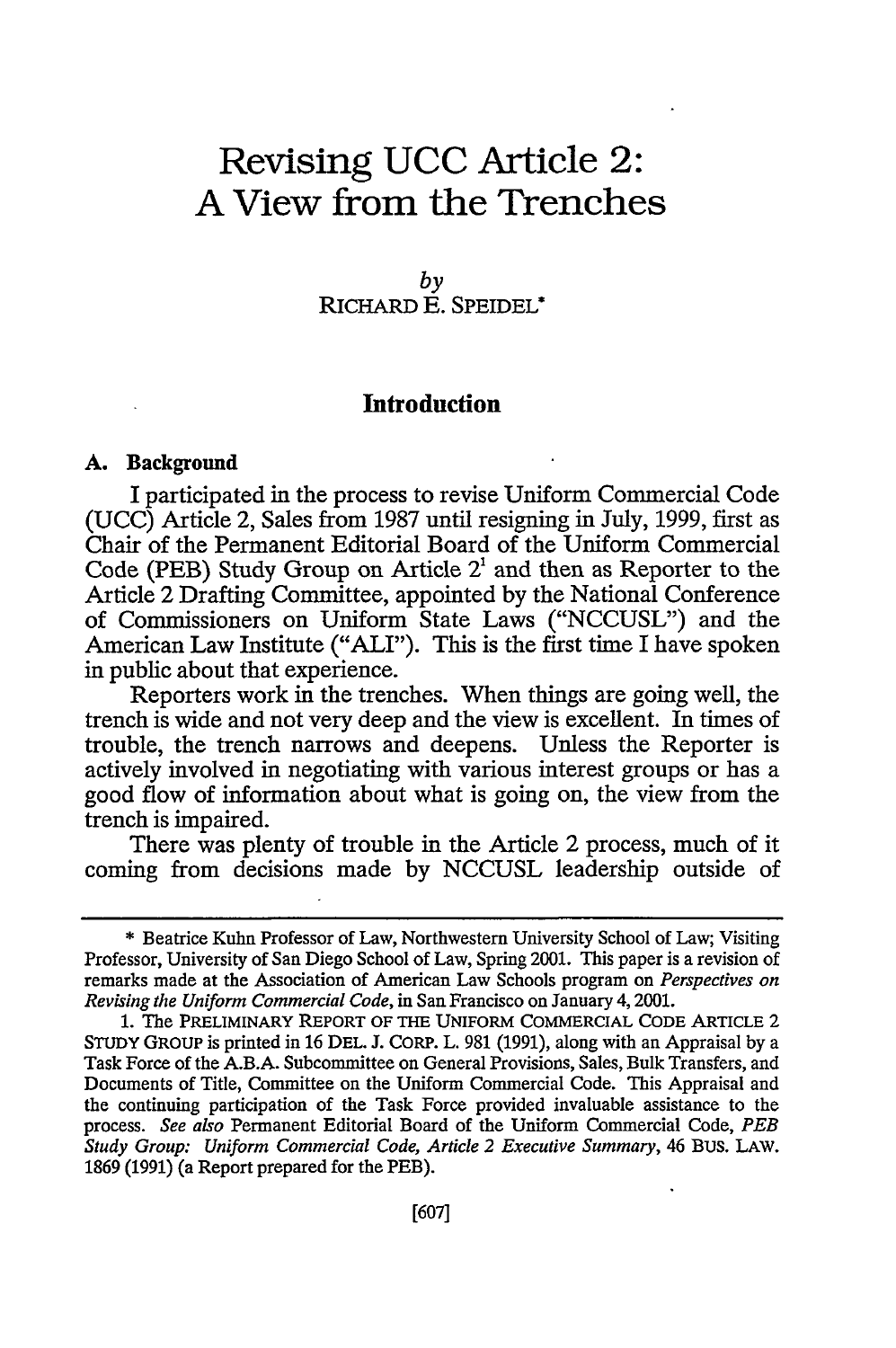# Revising UCC Article 2: A View from the Trenches

*by*
RICHARD E. SPEIDEL*

## Introduction

### A. Background

I participated in the process to revise Uniform Commercial Code (UCC) Article 2, Sales from 1987 until resigning in July, 1999, first as Chair of the Permanent Editorial Board of the Uniform Commercial Code (PEB) Study Group on Article 2[1] and then as Reporter to the Article 2 Drafting Committee, appointed by the National Conference of Commissioners on Uniform State Laws ("NCCUSL") and the American Law Institute ("ALI"). This is the first time I have spoken in public about that experience.

Reporters work in the trenches. When things are going well, the trench is wide and not very deep and the view is excellent. In times of trouble, the trench narrows and deepens. Unless the Reporter is actively involved in negotiating with various interest groups or has a good flow of information about what is going on, the view from the trench is impaired.

There was plenty of trouble in the Article 2 process, much of it coming from decisions made by NCCUSL leadership outside of

---

\* Beatrice Kuhn Professor of Law, Northwestern University School of Law; Visiting Professor, University of San Diego School of Law, Spring 2001. This paper is a revision of remarks made at the Association of American Law Schools program on *Perspectives on Revising the Uniform Commercial Code*, in San Francisco on January 4, 2001.

1. The PRELIMINARY REPORT OF THE UNIFORM COMMERCIAL CODE ARTICLE 2 STUDY GROUP is printed in 16 DEL. J. CORP. L. 981 (1991), along with an Appraisal by a Task Force of the A.B.A. Subcommittee on General Provisions, Sales, Bulk Transfers, and Documents of Title, Committee on the Uniform Commercial Code. This Appraisal and the continuing participation of the Task Force provided invaluable assistance to the process. *See also* Permanent Editorial Board of the Uniform Commercial Code, *PEB Study Group: Uniform Commercial Code, Article 2 Executive Summary*, 46 BUS. LAW. 1869 (1991) (a Report prepared for the PEB).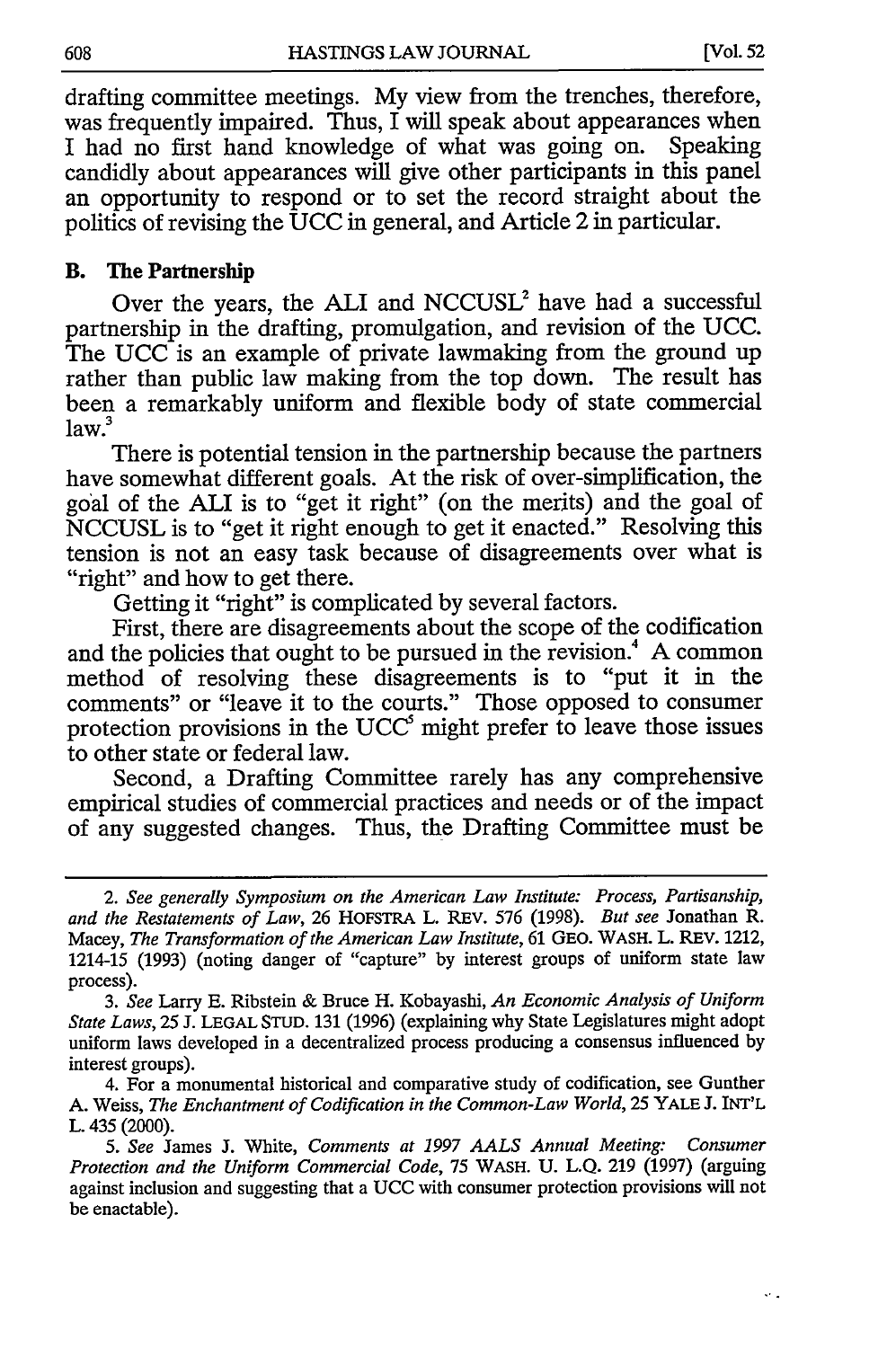drafting committee meetings. My view from the trenches, therefore, was frequently impaired. Thus, I will speak about appearances when I had no first hand knowledge of what was going on. Speaking candidly about appearances will give other participants in this panel an opportunity to respond or to set the record straight about the politics of revising the UCC in general, and Article 2 in particular.

### B. The Partnership

Over the years, the ALI and NCCUSL[2] have had a successful partnership in the drafting, promulgation, and revision of the UCC. The UCC is an example of private lawmaking from the ground up rather than public law making from the top down. The result has been a remarkably uniform and flexible body of state commercial law.[3]

There is potential tension in the partnership because the partners have somewhat different goals. At the risk of over-simplification, the goal of the ALI is to "get it right" (on the merits) and the goal of NCCUSL is to "get it right enough to get it enacted." Resolving this tension is not an easy task because of disagreements over what is "right" and how to get there.

Getting it "right" is complicated by several factors.

First, there are disagreements about the scope of the codification and the policies that ought to be pursued in the revision.[4] A common method of resolving these disagreements is to "put it in the comments" or "leave it to the courts." Those opposed to consumer protection provisions in the UCC[5] might prefer to leave those issues to other state or federal law.

Second, a Drafting Committee rarely has any comprehensive empirical studies of commercial practices and needs or of the impact of any suggested changes. Thus, the Drafting Committee must be

---

2. *See generally Symposium on the American Law Institute: Process, Partisanship, and the Restatements of Law*, 26 HOFSTRA L. REV. 576 (1998). *But see* Jonathan R. Macey, *The Transformation of the American Law Institute*, 61 GEO. WASH. L. REV. 1212, 1214-15 (1993) (noting danger of "capture" by interest groups of uniform state law process).

3. *See* Larry E. Ribstein & Bruce H. Kobayashi, *An Economic Analysis of Uniform State Laws*, 25 J. LEGAL STUD. 131 (1996) (explaining why State Legislatures might adopt uniform laws developed in a decentralized process producing a consensus influenced by interest groups).

4. For a monumental historical and comparative study of codification, see Gunther A. Weiss, *The Enchantment of Codification in the Common-Law World*, 25 YALE J. INT'L L. 435 (2000).

5. *See* James J. White, *Comments at 1997 AALS Annual Meeting: Consumer Protection and the Uniform Commercial Code*, 75 WASH. U. L.Q. 219 (1997) (arguing against inclusion and suggesting that a UCC with consumer protection provisions will not be enactable).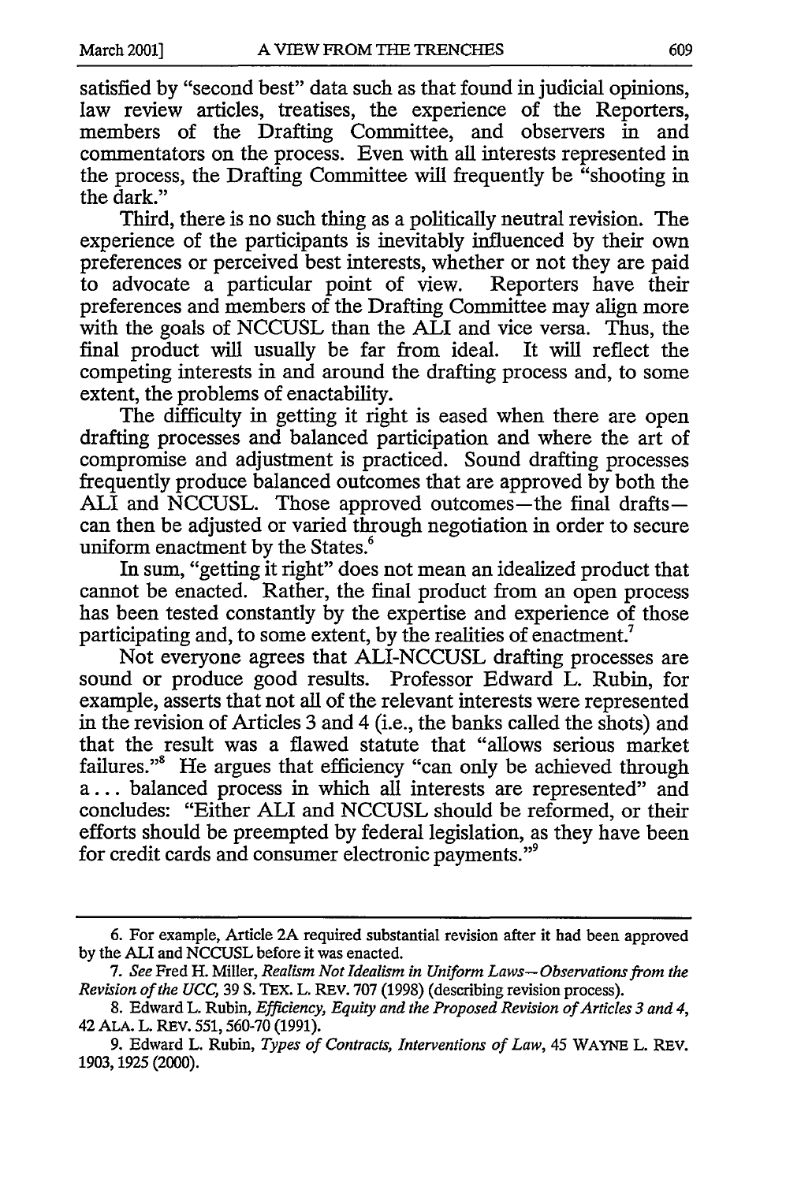satisfied by "second best" data such as that found in judicial opinions, law review articles, treatises, the experience of the Reporters, members of the Drafting Committee, and observers in and commentators on the process. Even with all interests represented in the process, the Drafting Committee will frequently be "shooting in the dark."

Third, there is no such thing as a politically neutral revision. The experience of the participants is inevitably influenced by their own preferences or perceived best interests, whether or not they are paid to advocate a particular point of view. Reporters have their preferences and members of the Drafting Committee may align more with the goals of NCCUSL than the ALI and vice versa. Thus, the final product will usually be far from ideal. It will reflect the competing interests in and around the drafting process and, to some extent, the problems of enactability.

The difficulty in getting it right is eased when there are open drafting processes and balanced participation and where the art of compromise and adjustment is practiced. Sound drafting processes frequently produce balanced outcomes that are approved by both the ALI and NCCUSL. Those approved outcomes—the final drafts—can then be adjusted or varied through negotiation in order to secure uniform enactment by the States.[6]

In sum, "getting it right" does not mean an idealized product that cannot be enacted. Rather, the final product from an open process has been tested constantly by the expertise and experience of those participating and, to some extent, by the realities of enactment.[7]

Not everyone agrees that ALI-NCCUSL drafting processes are sound or produce good results. Professor Edward L. Rubin, for example, asserts that not all of the relevant interests were represented in the revision of Articles 3 and 4 (i.e., the banks called the shots) and that the result was a flawed statute that "allows serious market failures."[8] He argues that efficiency "can only be achieved through a . . . balanced process in which all interests are represented" and concludes: "Either ALI and NCCUSL should be reformed, or their efforts should be preempted by federal legislation, as they have been for credit cards and consumer electronic payments."[9]

---

6. For example, Article 2A required substantial revision after it had been approved by the ALI and NCCUSL before it was enacted.

7. *See* Fred H. Miller, *Realism Not Idealism in Uniform Laws—Observations from the Revision of the UCC*, 39 S. TEX. L. REV. 707 (1998) (describing revision process).

8. Edward L. Rubin, *Efficiency, Equity and the Proposed Revision of Articles 3 and 4*, 42 ALA. L. REV. 551, 560-70 (1991).

9. Edward L. Rubin, *Types of Contracts, Interventions of Law*, 45 WAYNE L. REV. 1903, 1925 (2000).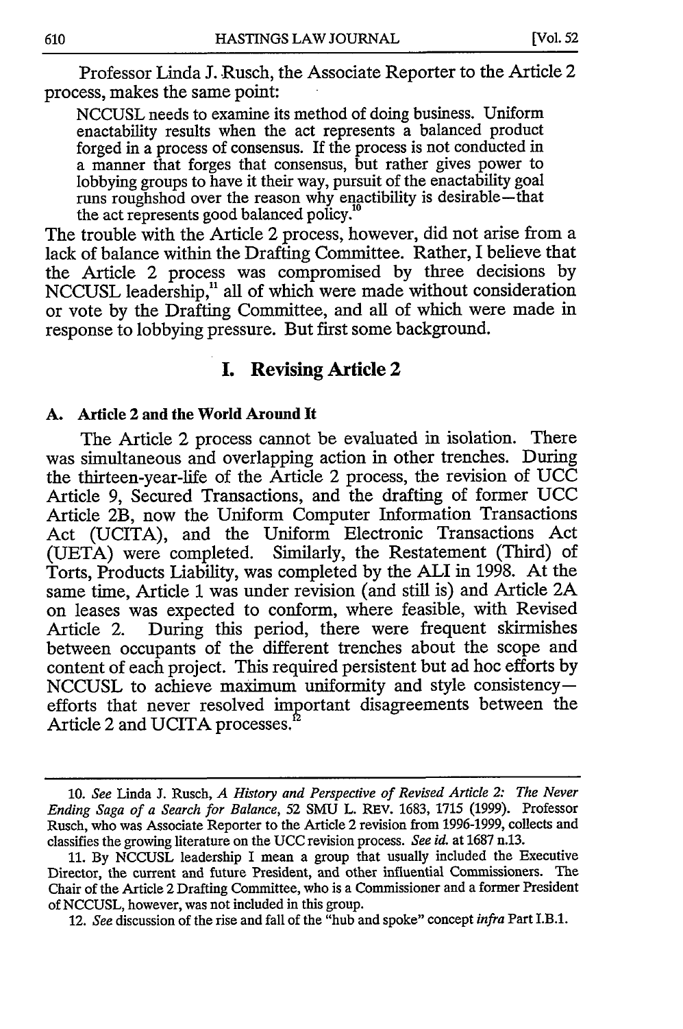Professor Linda J. Rusch, the Associate Reporter to the Article 2 process, makes the same point:

> NCCUSL needs to examine its method of doing business. Uniform enactability results when the act represents a balanced product forged in a process of consensus. If the process is not conducted in a manner that forges that consensus, but rather gives power to lobbying groups to have it their way, pursuit of the enactability goal runs roughshod over the reason why enactibility is desirable—that the act represents good balanced policy.[10]

The trouble with the Article 2 process, however, did not arise from a lack of balance within the Drafting Committee. Rather, I believe that the Article 2 process was compromised by three decisions by NCCUSL leadership,[11] all of which were made without consideration or vote by the Drafting Committee, and all of which were made in response to lobbying pressure. But first some background.

## I. Revising Article 2

### A. Article 2 and the World Around It

The Article 2 process cannot be evaluated in isolation. There was simultaneous and overlapping action in other trenches. During the thirteen-year-life of the Article 2 process, the revision of UCC Article 9, Secured Transactions, and the drafting of former UCC Article 2B, now the Uniform Computer Information Transactions Act (UCITA), and the Uniform Electronic Transactions Act (UETA) were completed. Similarly, the Restatement (Third) of Torts, Products Liability, was completed by the ALI in 1998. At the same time, Article 1 was under revision (and still is) and Article 2A on leases was expected to conform, where feasible, with Revised Article 2. During this period, there were frequent skirmishes between occupants of the different trenches about the scope and content of each project. This required persistent but ad hoc efforts by NCCUSL to achieve maximum uniformity and style consistency—efforts that never resolved important disagreements between the Article 2 and UCITA processes.[12]

---

10. *See* Linda J. Rusch, *A History and Perspective of Revised Article 2: The Never Ending Saga of a Search for Balance*, 52 SMU L. REV. 1683, 1715 (1999). Professor Rusch, who was Associate Reporter to the Article 2 revision from 1996-1999, collects and classifies the growing literature on the UCC revision process. *See id.* at 1687 n.13.

11. By NCCUSL leadership I mean a group that usually included the Executive Director, the current and future President, and other influential Commissioners. The Chair of the Article 2 Drafting Committee, who is a Commissioner and a former President of NCCUSL, however, was not included in this group.

12. *See* discussion of the rise and fall of the "hub and spoke" concept *infra* Part I.B.1.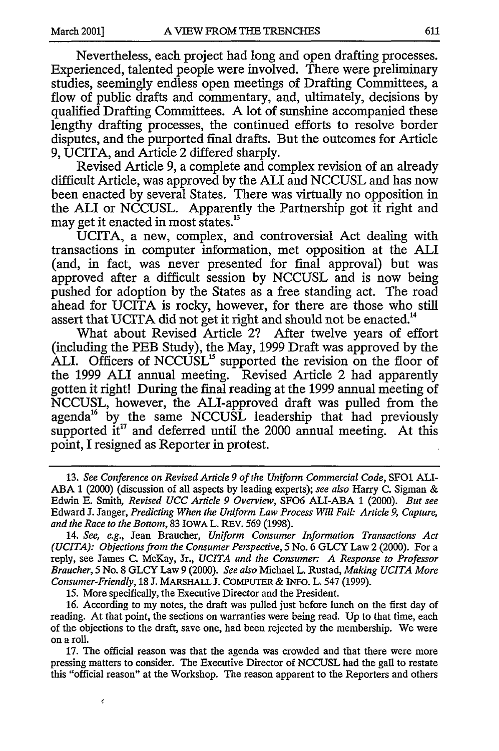Nevertheless, each project had long and open drafting processes. Experienced, talented people were involved. There were preliminary studies, seemingly endless open meetings of Drafting Committees, a flow of public drafts and commentary, and, ultimately, decisions by qualified Drafting Committees. A lot of sunshine accompanied these lengthy drafting processes, the continued efforts to resolve border disputes, and the purported final drafts. But the outcomes for Article 9, UCITA, and Article 2 differed sharply.

Revised Article 9, a complete and complex revision of an already difficult Article, was approved by the ALI and NCCUSL and has now been enacted by several States. There was virtually no opposition in the ALI or NCCUSL. Apparently the Partnership got it right and may get it enacted in most states.[13]

UCITA, a new, complex, and controversial Act dealing with transactions in computer information, met opposition at the ALI (and, in fact, was never presented for final approval) but was approved after a difficult session by NCCUSL and is now being pushed for adoption by the States as a free standing act. The road ahead for UCITA is rocky, however, for there are those who still assert that UCITA did not get it right and should not be enacted.[14]

What about Revised Article 2? After twelve years of effort (including the PEB Study), the May, 1999 Draft was approved by the ALI. Officers of NCCUSL[15] supported the revision on the floor of the 1999 ALI annual meeting. Revised Article 2 had apparently gotten it right! During the final reading at the 1999 annual meeting of NCCUSL, however, the ALI-approved draft was pulled from the agenda[16] by the same NCCUSL leadership that had previously supported it[17] and deferred until the 2000 annual meeting. At this point, I resigned as Reporter in protest.

---

13. *See Conference on Revised Article 9 of the Uniform Commercial Code*, SFO1 ALI-ABA 1 (2000) (discussion of all aspects by leading experts); *see also* Harry C. Sigman & Edwin E. Smith, *Revised UCC Article 9 Overview*, SFO6 ALI-ABA 1 (2000). *But see* Edward J. Janger, *Predicting When the Uniform Law Process Will Fail: Article 9, Capture, and the Race to the Bottom*, 83 IOWA L. REV. 569 (1998).

14. *See, e.g.*, Jean Braucher, *Uniform Consumer Information Transactions Act (UCITA): Objections from the Consumer Perspective*, 5 No. 6 GLCY Law 2 (2000). For a reply, see James C. McKay, Jr., *UCITA and the Consumer: A Response to Professor Braucher*, 5 No. 8 GLCY Law 9 (2000). *See also* Michael L. Rustad, *Making UCITA More Consumer-Friendly*, 18 J. MARSHALL J. COMPUTER & INFO. L. 547 (1999).

15. More specifically, the Executive Director and the President.

16. According to my notes, the draft was pulled just before lunch on the first day of reading. At that point, the sections on warranties were being read. Up to that time, each of the objections to the draft, save one, had been rejected by the membership. We were on a roll.

17. The official reason was that the agenda was crowded and that there were more pressing matters to consider. The Executive Director of NCCUSL had the gall to restate this "official reason" at the Workshop. The reason apparent to the Reporters and others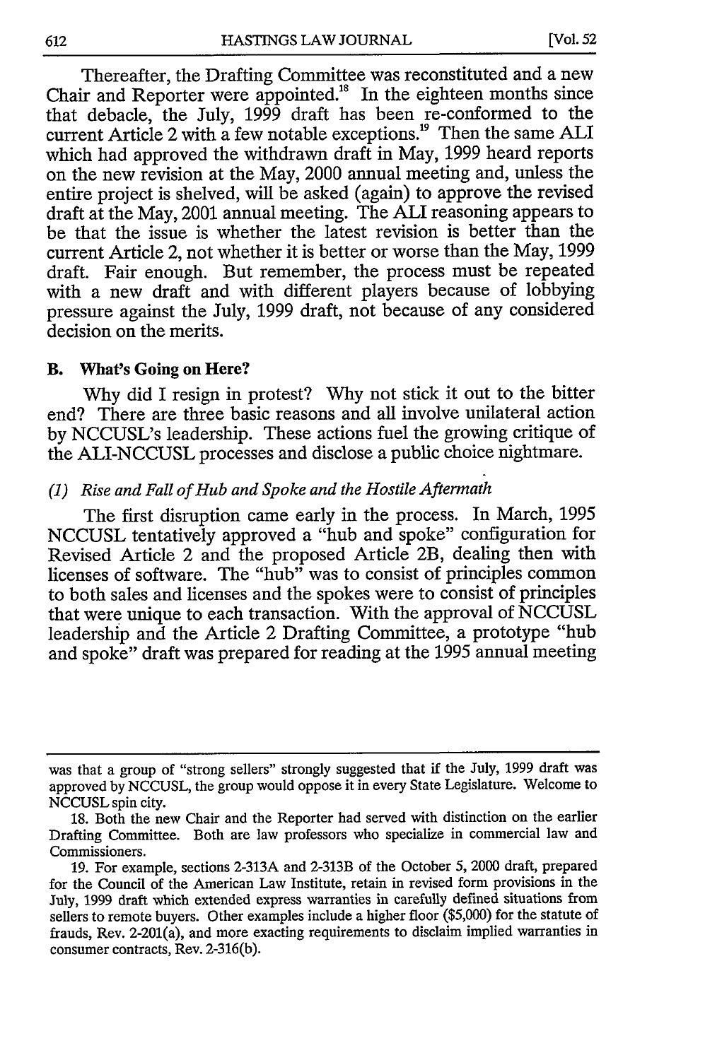Thereafter, the Drafting Committee was reconstituted and a new Chair and Reporter were appointed.[18] In the eighteen months since that debacle, the July, 1999 draft has been re-conformed to the current Article 2 with a few notable exceptions.[19] Then the same ALI which had approved the withdrawn draft in May, 1999 heard reports on the new revision at the May, 2000 annual meeting and, unless the entire project is shelved, will be asked (again) to approve the revised draft at the May, 2001 annual meeting. The ALI reasoning appears to be that the issue is whether the latest revision is better than the current Article 2, not whether it is better or worse than the May, 1999 draft. Fair enough. But remember, the process must be repeated with a new draft and with different players because of lobbying pressure against the July, 1999 draft, not because of any considered decision on the merits.

### B. What's Going on Here?

Why did I resign in protest? Why not stick it out to the bitter end? There are three basic reasons and all involve unilateral action by NCCUSL's leadership. These actions fuel the growing critique of the ALI-NCCUSL processes and disclose a public choice nightmare.

#### *(1) Rise and Fall of Hub and Spoke and the Hostile Aftermath*

The first disruption came early in the process. In March, 1995 NCCUSL tentatively approved a "hub and spoke" configuration for Revised Article 2 and the proposed Article 2B, dealing then with licenses of software. The "hub" was to consist of principles common to both sales and licenses and the spokes were to consist of principles that were unique to each transaction. With the approval of NCCUSL leadership and the Article 2 Drafting Committee, a prototype "hub and spoke" draft was prepared for reading at the 1995 annual meeting

---

was that a group of "strong sellers" strongly suggested that if the July, 1999 draft was approved by NCCUSL, the group would oppose it in every State Legislature. Welcome to NCCUSL spin city.

18. Both the new Chair and the Reporter had served with distinction on the earlier Drafting Committee. Both are law professors who specialize in commercial law and Commissioners.

19. For example, sections 2-313A and 2-313B of the October 5, 2000 draft, prepared for the Council of the American Law Institute, retain in revised form provisions in the July, 1999 draft which extended express warranties in carefully defined situations from sellers to remote buyers. Other examples include a higher floor ($5,000) for the statute of frauds, Rev. 2-201(a), and more exacting requirements to disclaim implied warranties in consumer contracts, Rev. 2-316(b).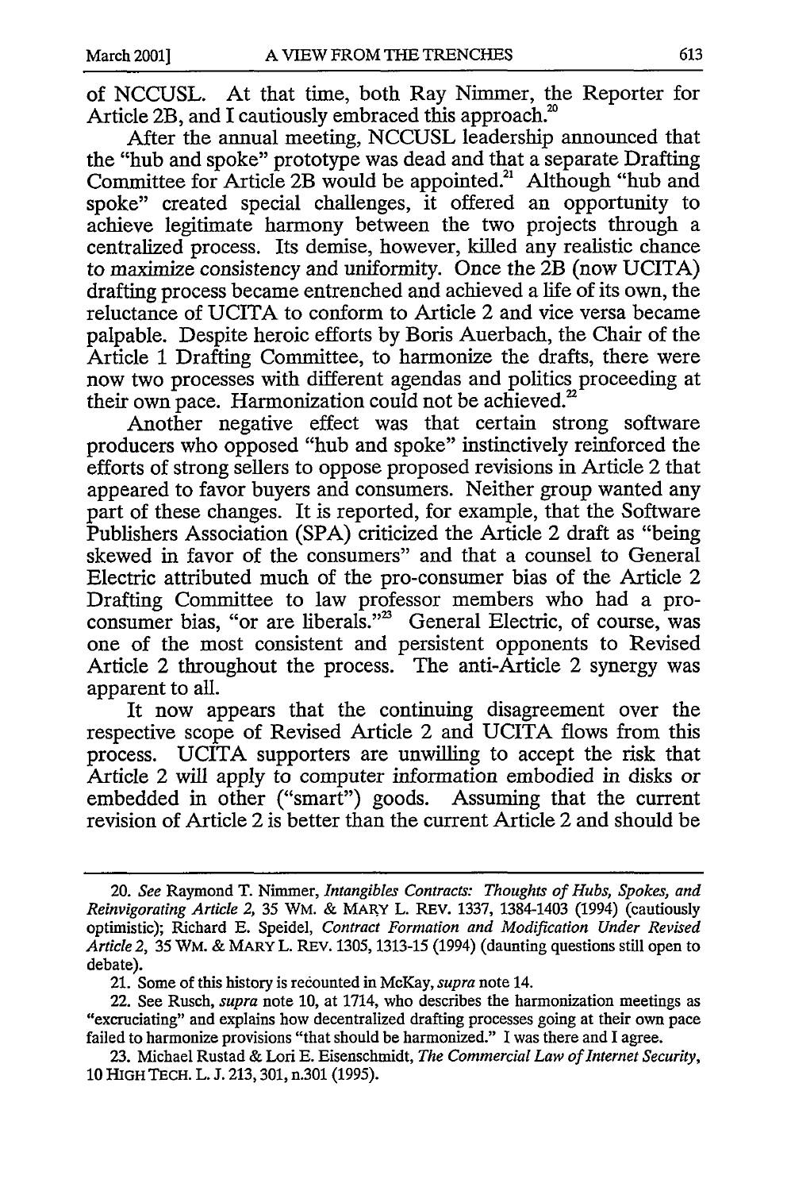of NCCUSL. At that time, both Ray Nimmer, the Reporter for Article 2B, and I cautiously embraced this approach.[20]

After the annual meeting, NCCUSL leadership announced that the "hub and spoke" prototype was dead and that a separate Drafting Committee for Article 2B would be appointed.[21] Although "hub and spoke" created special challenges, it offered an opportunity to achieve legitimate harmony between the two projects through a centralized process. Its demise, however, killed any realistic chance to maximize consistency and uniformity. Once the 2B (now UCITA) drafting process became entrenched and achieved a life of its own, the reluctance of UCITA to conform to Article 2 and vice versa became palpable. Despite heroic efforts by Boris Auerbach, the Chair of the Article 1 Drafting Committee, to harmonize the drafts, there were now two processes with different agendas and politics proceeding at their own pace. Harmonization could not be achieved.[22]

Another negative effect was that certain strong software producers who opposed "hub and spoke" instinctively reinforced the efforts of strong sellers to oppose proposed revisions in Article 2 that appeared to favor buyers and consumers. Neither group wanted any part of these changes. It is reported, for example, that the Software Publishers Association (SPA) criticized the Article 2 draft as "being skewed in favor of the consumers" and that a counsel to General Electric attributed much of the pro-consumer bias of the Article 2 Drafting Committee to law professor members who had a pro-consumer bias, "or are liberals."[23] General Electric, of course, was one of the most consistent and persistent opponents to Revised Article 2 throughout the process. The anti-Article 2 synergy was apparent to all.

It now appears that the continuing disagreement over the respective scope of Revised Article 2 and UCITA flows from this process. UCITA supporters are unwilling to accept the risk that Article 2 will apply to computer information embodied in disks or embedded in other ("smart") goods. Assuming that the current revision of Article 2 is better than the current Article 2 and should be

---

20. *See* Raymond T. Nimmer, *Intangibles Contracts: Thoughts of Hubs, Spokes, and Reinvigorating Article 2*, 35 WM. & MARY L. REV. 1337, 1384-1403 (1994) (cautiously optimistic); Richard E. Speidel, *Contract Formation and Modification Under Revised Article 2*, 35 WM. & MARY L. REV. 1305, 1313-15 (1994) (daunting questions still open to debate).

21. Some of this history is recounted in McKay, *supra* note 14.

22. See Rusch, *supra* note 10, at 1714, who describes the harmonization meetings as "excruciating" and explains how decentralized drafting processes going at their own pace failed to harmonize provisions "that should be harmonized." I was there and I agree.

23. Michael Rustad & Lori E. Eisenschmidt, *The Commercial Law of Internet Security*, 10 HIGH TECH. L. J. 213, 301, n.301 (1995).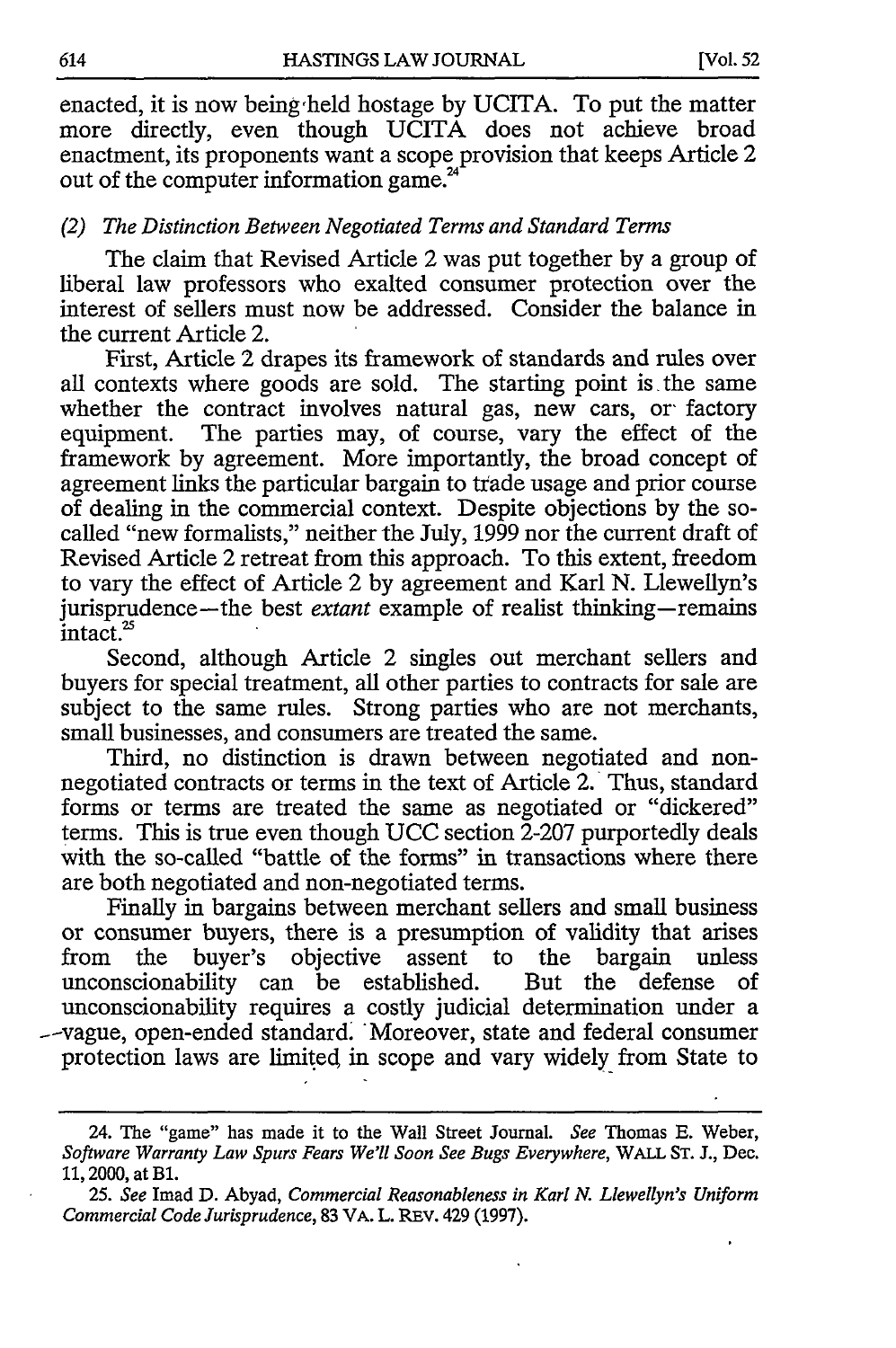enacted, it is now being held hostage by UCITA. To put the matter more directly, even though UCITA does not achieve broad enactment, its proponents want a scope provision that keeps Article 2 out of the computer information game.[24]

*(2) The Distinction Between Negotiated Terms and Standard Terms*

The claim that Revised Article 2 was put together by a group of liberal law professors who exalted consumer protection over the interest of sellers must now be addressed. Consider the balance in the current Article 2.

First, Article 2 drapes its framework of standards and rules over all contexts where goods are sold. The starting point is the same whether the contract involves natural gas, new cars, or factory equipment. The parties may, of course, vary the effect of the framework by agreement. More importantly, the broad concept of agreement links the particular bargain to trade usage and prior course of dealing in the commercial context. Despite objections by the so-called "new formalists," neither the July, 1999 nor the current draft of Revised Article 2 retreat from this approach. To this extent, freedom to vary the effect of Article 2 by agreement and Karl N. Llewellyn's jurisprudence—the best *extant* example of realist thinking—remains intact.[25]

Second, although Article 2 singles out merchant sellers and buyers for special treatment, all other parties to contracts for sale are subject to the same rules. Strong parties who are not merchants, small businesses, and consumers are treated the same.

Third, no distinction is drawn between negotiated and non-negotiated contracts or terms in the text of Article 2. Thus, standard forms or terms are treated the same as negotiated or "dickered" terms. This is true even though UCC section 2-207 purportedly deals with the so-called "battle of the forms" in transactions where there are both negotiated and non-negotiated terms.

Finally in bargains between merchant sellers and small business or consumer buyers, there is a presumption of validity that arises from the buyer's objective assent to the bargain unless unconscionability can be established. But the defense of unconscionability requires a costly judicial determination under a vague, open-ended standard. Moreover, state and federal consumer protection laws are limited in scope and vary widely from State to

---

24. The "game" has made it to the Wall Street Journal. *See* Thomas E. Weber, *Software Warranty Law Spurs Fears We'll Soon See Bugs Everywhere*, WALL ST. J., Dec. 11, 2000, at B1.

25. *See* Imad D. Abyad, *Commercial Reasonableness in Karl N. Llewellyn's Uniform Commercial Code Jurisprudence*, 83 VA. L. REV. 429 (1997).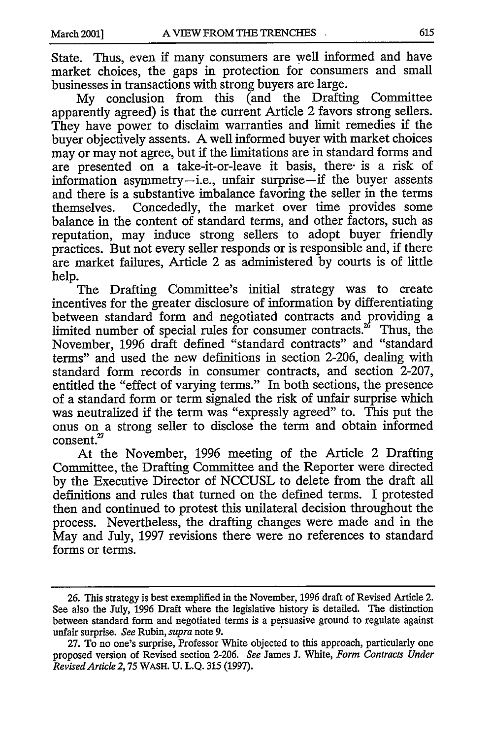State. Thus, even if many consumers are well informed and have market choices, the gaps in protection for consumers and small businesses in transactions with strong buyers are large.

My conclusion from this (and the Drafting Committee apparently agreed) is that the current Article 2 favors strong sellers. They have power to disclaim warranties and limit remedies if the buyer objectively assents. A well informed buyer with market choices may or may not agree, but if the limitations are in standard forms and are presented on a take-it-or-leave it basis, there is a risk of information asymmetry—i.e., unfair surprise—if the buyer assents and there is a substantive imbalance favoring the seller in the terms themselves. Concededly, the market over time provides some balance in the content of standard terms, and other factors, such as reputation, may induce strong sellers to adopt buyer friendly practices. But not every seller responds or is responsible and, if there are market failures, Article 2 as administered by courts is of little help.

The Drafting Committee's initial strategy was to create incentives for the greater disclosure of information by differentiating between standard form and negotiated contracts and providing a limited number of special rules for consumer contracts.[26] Thus, the November, 1996 draft defined "standard contracts" and "standard terms" and used the new definitions in section 2-206, dealing with standard form records in consumer contracts, and section 2-207, entitled the "effect of varying terms." In both sections, the presence of a standard form or term signaled the risk of unfair surprise which was neutralized if the term was "expressly agreed" to. This put the onus on a strong seller to disclose the term and obtain informed consent.[27]

At the November, 1996 meeting of the Article 2 Drafting Committee, the Drafting Committee and the Reporter were directed by the Executive Director of NCCUSL to delete from the draft all definitions and rules that turned on the defined terms. I protested then and continued to protest this unilateral decision throughout the process. Nevertheless, the drafting changes were made and in the May and July, 1997 revisions there were no references to standard forms or terms.

---

26. This strategy is best exemplified in the November, 1996 draft of Revised Article 2. See also the July, 1996 Draft where the legislative history is detailed. The distinction between standard form and negotiated terms is a persuasive ground to regulate against unfair surprise. *See* Rubin, *supra* note 9.

27. To no one's surprise, Professor White objected to this approach, particularly one proposed version of Revised section 2-206. *See* James J. White, *Form Contracts Under Revised Article 2*, 75 WASH. U. L.Q. 315 (1997).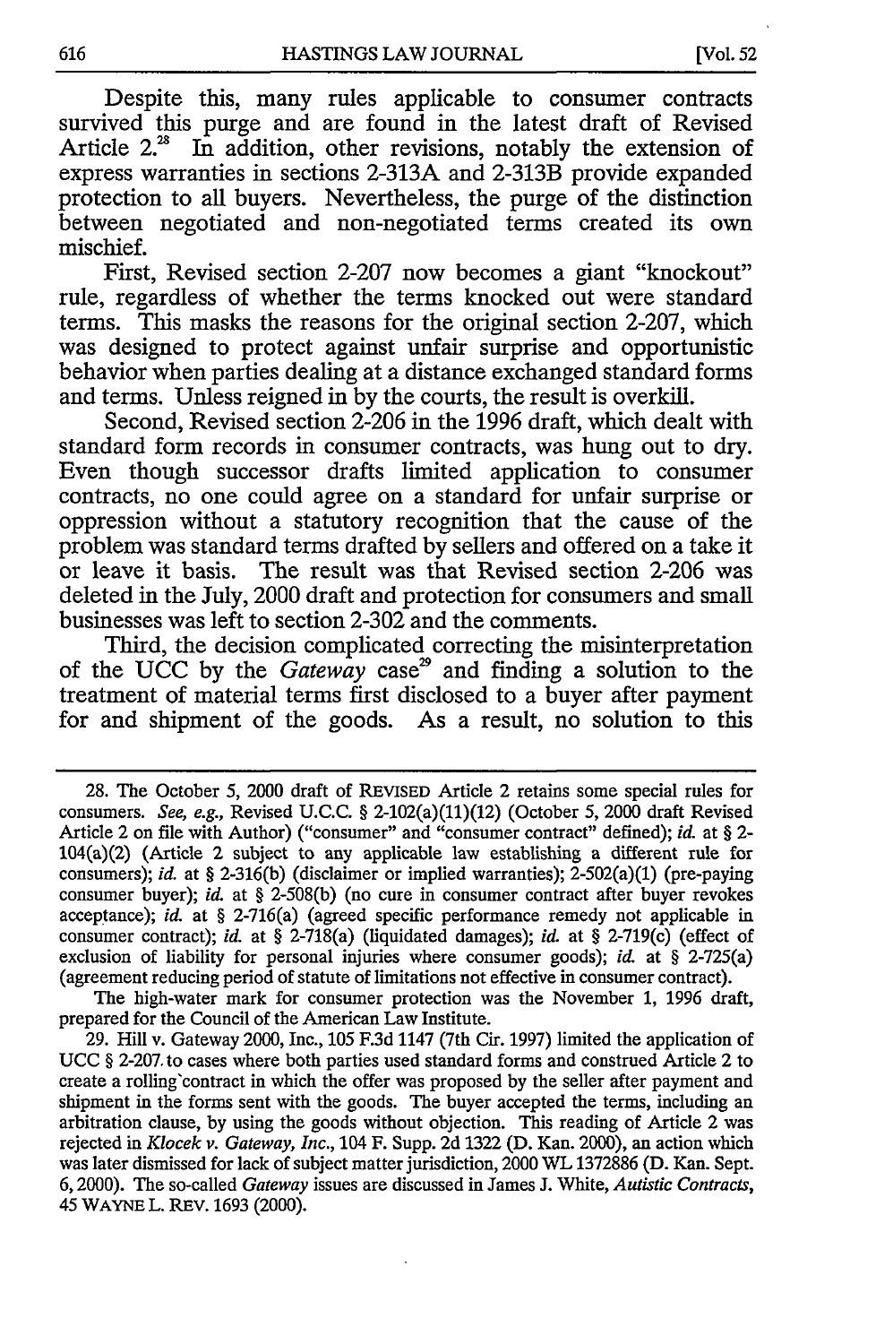Despite this, many rules applicable to consumer contracts survived this purge and are found in the latest draft of Revised Article 2.[28] In addition, other revisions, notably the extension of express warranties in sections 2-313A and 2-313B provide expanded protection to all buyers. Nevertheless, the purge of the distinction between negotiated and non-negotiated terms created its own mischief.

First, Revised section 2-207 now becomes a giant "knockout" rule, regardless of whether the terms knocked out were standard terms. This masks the reasons for the original section 2-207, which was designed to protect against unfair surprise and opportunistic behavior when parties dealing at a distance exchanged standard forms and terms. Unless reigned in by the courts, the result is overkill.

Second, Revised section 2-206 in the 1996 draft, which dealt with standard form records in consumer contracts, was hung out to dry. Even though successor drafts limited application to consumer contracts, no one could agree on a standard for unfair surprise or oppression without a statutory recognition that the cause of the problem was standard terms drafted by sellers and offered on a take it or leave it basis. The result was that Revised section 2-206 was deleted in the July, 2000 draft and protection for consumers and small businesses was left to section 2-302 and the comments.

Third, the decision complicated correcting the misinterpretation of the UCC by the *Gateway* case[29] and finding a solution to the treatment of material terms first disclosed to a buyer after payment for and shipment of the goods. As a result, no solution to this

---

28. The October 5, 2000 draft of REVISED Article 2 retains some special rules for consumers. *See, e.g.*, Revised U.C.C. § 2-102(a)(11)(12) (October 5, 2000 draft Revised Article 2 on file with Author) ("consumer" and "consumer contract" defined); *id.* at § 2-104(a)(2) (Article 2 subject to any applicable law establishing a different rule for consumers); *id.* at § 2-316(b) (disclaimer or implied warranties); 2-502(a)(1) (pre-paying consumer buyer); *id.* at § 2-508(b) (no cure in consumer contract after buyer revokes acceptance); *id.* at § 2-716(a) (agreed specific performance remedy not applicable in consumer contract); *id.* at § 2-718(a) (liquidated damages); *id.* at § 2-719(c) (effect of exclusion of liability for personal injuries where consumer goods); *id.* at § 2-725(a) (agreement reducing period of statute of limitations not effective in consumer contract).

The high-water mark for consumer protection was the November 1, 1996 draft, prepared for the Council of the American Law Institute.

29. Hill v. Gateway 2000, Inc., 105 F.3d 1147 (7th Cir. 1997) limited the application of UCC § 2-207 to cases where both parties used standard forms and construed Article 2 to create a rolling contract in which the offer was proposed by the seller after payment and shipment in the forms sent with the goods. The buyer accepted the terms, including an arbitration clause, by using the goods without objection. This reading of Article 2 was rejected in *Klocek v. Gateway, Inc.*, 104 F. Supp. 2d 1322 (D. Kan. 2000), an action which was later dismissed for lack of subject matter jurisdiction, 2000 WL 1372886 (D. Kan. Sept. 6, 2000). The so-called *Gateway* issues are discussed in James J. White, *Autistic Contracts*, 45 WAYNE L. REV. 1693 (2000).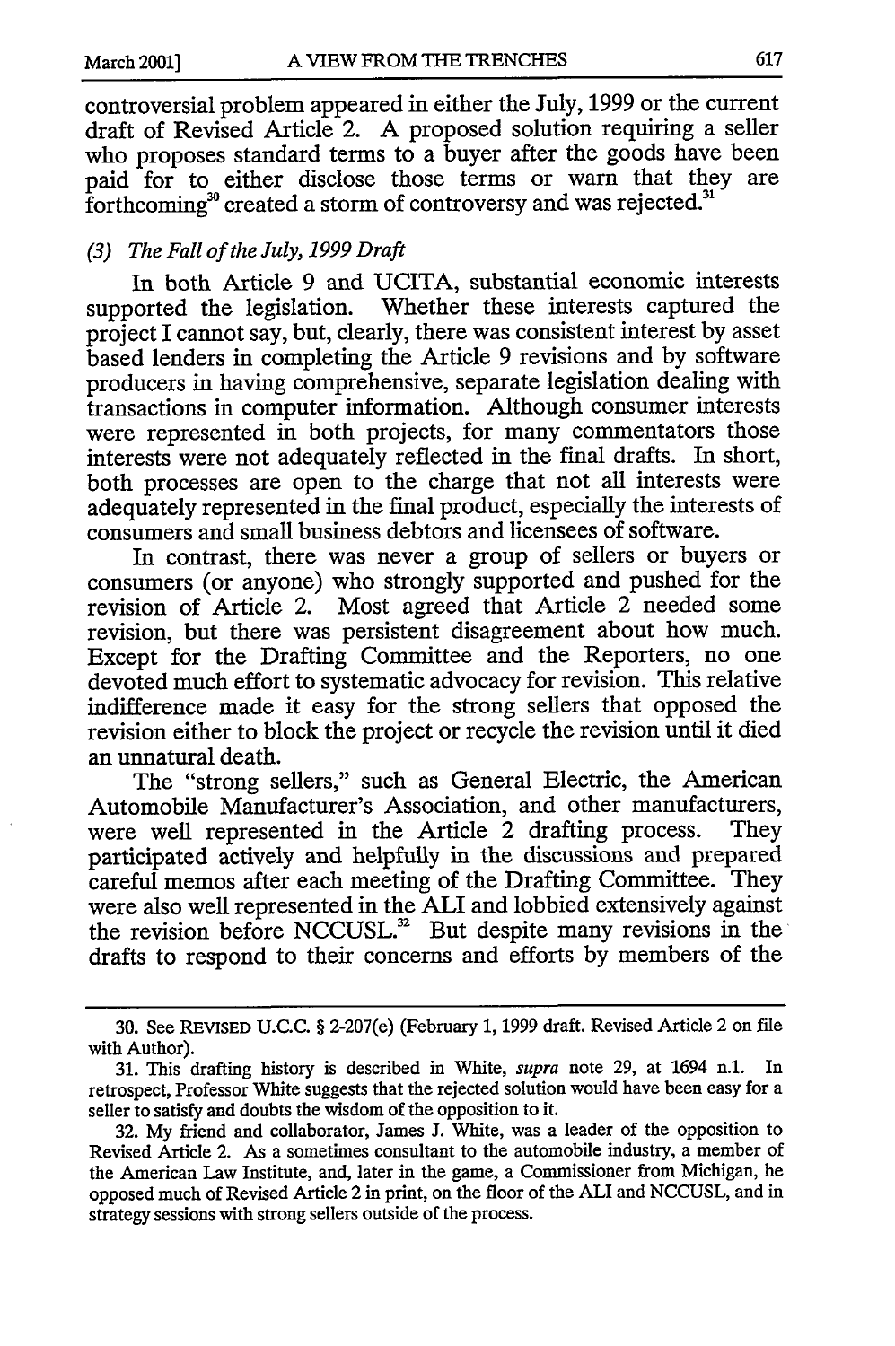controversial problem appeared in either the July, 1999 or the current draft of Revised Article 2. A proposed solution requiring a seller who proposes standard terms to a buyer after the goods have been paid for to either disclose those terms or warn that they are forthcoming[30] created a storm of controversy and was rejected.[31]

### *(3) The Fall of the July, 1999 Draft*

In both Article 9 and UCITA, substantial economic interests supported the legislation. Whether these interests captured the project I cannot say, but, clearly, there was consistent interest by asset based lenders in completing the Article 9 revisions and by software producers in having comprehensive, separate legislation dealing with transactions in computer information. Although consumer interests were represented in both projects, for many commentators those interests were not adequately reflected in the final drafts. In short, both processes are open to the charge that not all interests were adequately represented in the final product, especially the interests of consumers and small business debtors and licensees of software.

In contrast, there was never a group of sellers or buyers or consumers (or anyone) who strongly supported and pushed for the revision of Article 2. Most agreed that Article 2 needed some revision, but there was persistent disagreement about how much. Except for the Drafting Committee and the Reporters, no one devoted much effort to systematic advocacy for revision. This relative indifference made it easy for the strong sellers that opposed the revision either to block the project or recycle the revision until it died an unnatural death.

The "strong sellers," such as General Electric, the American Automobile Manufacturer's Association, and other manufacturers, were well represented in the Article 2 drafting process. They participated actively and helpfully in the discussions and prepared careful memos after each meeting of the Drafting Committee. They were also well represented in the ALI and lobbied extensively against the revision before NCCUSL.[32] But despite many revisions in the drafts to respond to their concerns and efforts by members of the

---

30. See REVISED U.C.C. § 2-207(e) (February 1, 1999 draft. Revised Article 2 on file with Author).

31. This drafting history is described in White, *supra* note 29, at 1694 n.1. In retrospect, Professor White suggests that the rejected solution would have been easy for a seller to satisfy and doubts the wisdom of the opposition to it.

32. My friend and collaborator, James J. White, was a leader of the opposition to Revised Article 2. As a sometimes consultant to the automobile industry, a member of the American Law Institute, and, later in the game, a Commissioner from Michigan, he opposed much of Revised Article 2 in print, on the floor of the ALI and NCCUSL, and in strategy sessions with strong sellers outside of the process.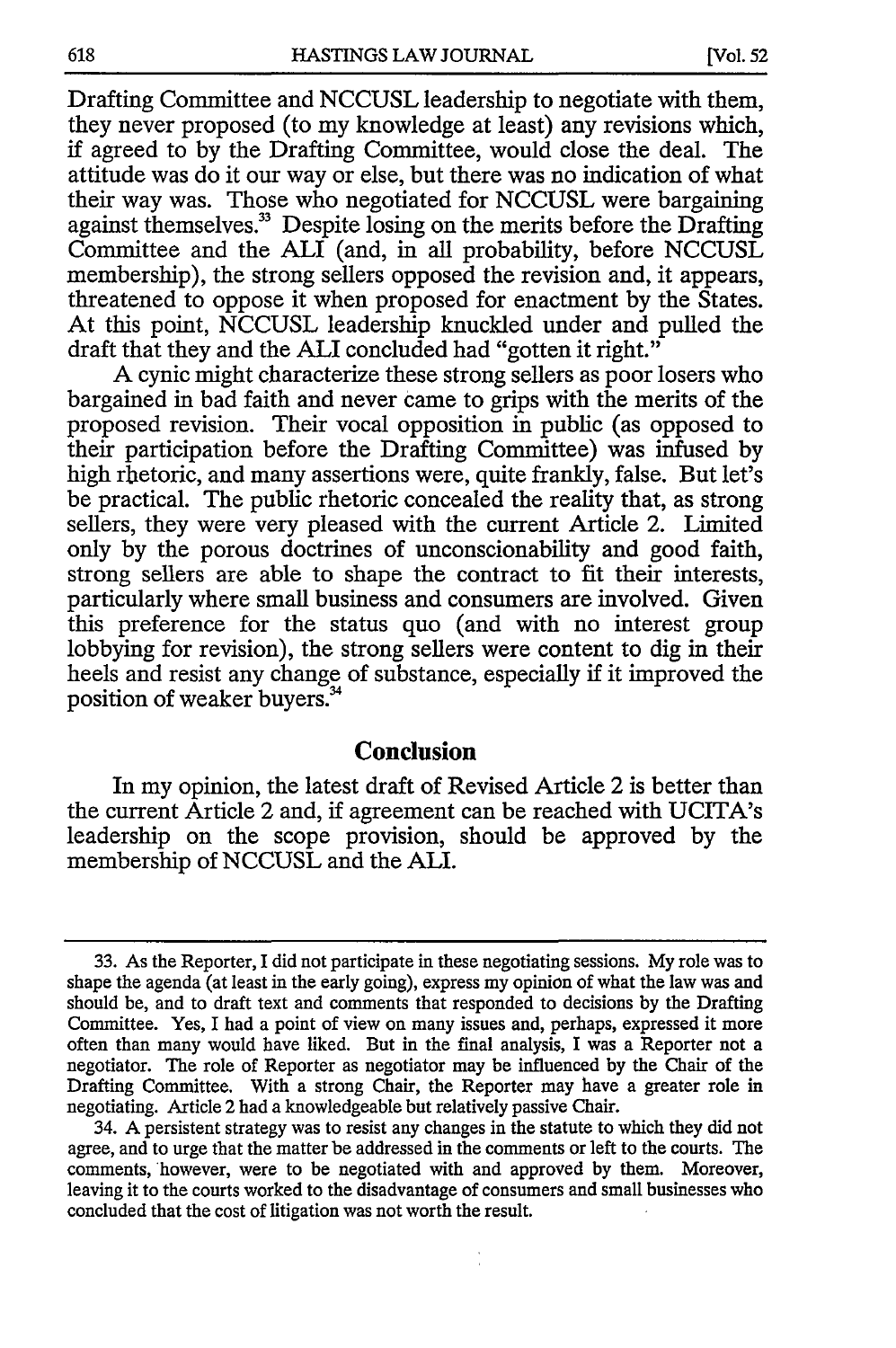Drafting Committee and NCCUSL leadership to negotiate with them, they never proposed (to my knowledge at least) any revisions which, if agreed to by the Drafting Committee, would close the deal. The attitude was do it our way or else, but there was no indication of what their way was. Those who negotiated for NCCUSL were bargaining against themselves.[33] Despite losing on the merits before the Drafting Committee and the ALI (and, in all probability, before NCCUSL membership), the strong sellers opposed the revision and, it appears, threatened to oppose it when proposed for enactment by the States. At this point, NCCUSL leadership knuckled under and pulled the draft that they and the ALI concluded had "gotten it right."

A cynic might characterize these strong sellers as poor losers who bargained in bad faith and never came to grips with the merits of the proposed revision. Their vocal opposition in public (as opposed to their participation before the Drafting Committee) was infused by high rhetoric, and many assertions were, quite frankly, false. But let's be practical. The public rhetoric concealed the reality that, as strong sellers, they were very pleased with the current Article 2. Limited only by the porous doctrines of unconscionability and good faith, strong sellers are able to shape the contract to fit their interests, particularly where small business and consumers are involved. Given this preference for the status quo (and with no interest group lobbying for revision), the strong sellers were content to dig in their heels and resist any change of substance, especially if it improved the position of weaker buyers.[34]

## Conclusion

In my opinion, the latest draft of Revised Article 2 is better than the current Article 2 and, if agreement can be reached with UCITA's leadership on the scope provision, should be approved by the membership of NCCUSL and the ALI.

---

33. As the Reporter, I did not participate in these negotiating sessions. My role was to shape the agenda (at least in the early going), express my opinion of what the law was and should be, and to draft text and comments that responded to decisions by the Drafting Committee. Yes, I had a point of view on many issues and, perhaps, expressed it more often than many would have liked. But in the final analysis, I was a Reporter not a negotiator. The role of Reporter as negotiator may be influenced by the Chair of the Drafting Committee. With a strong Chair, the Reporter may have a greater role in negotiating. Article 2 had a knowledgeable but relatively passive Chair.

34. A persistent strategy was to resist any changes in the statute to which they did not agree, and to urge that the matter be addressed in the comments or left to the courts. The comments, however, were to be negotiated with and approved by them. Moreover, leaving it to the courts worked to the disadvantage of consumers and small businesses who concluded that the cost of litigation was not worth the result.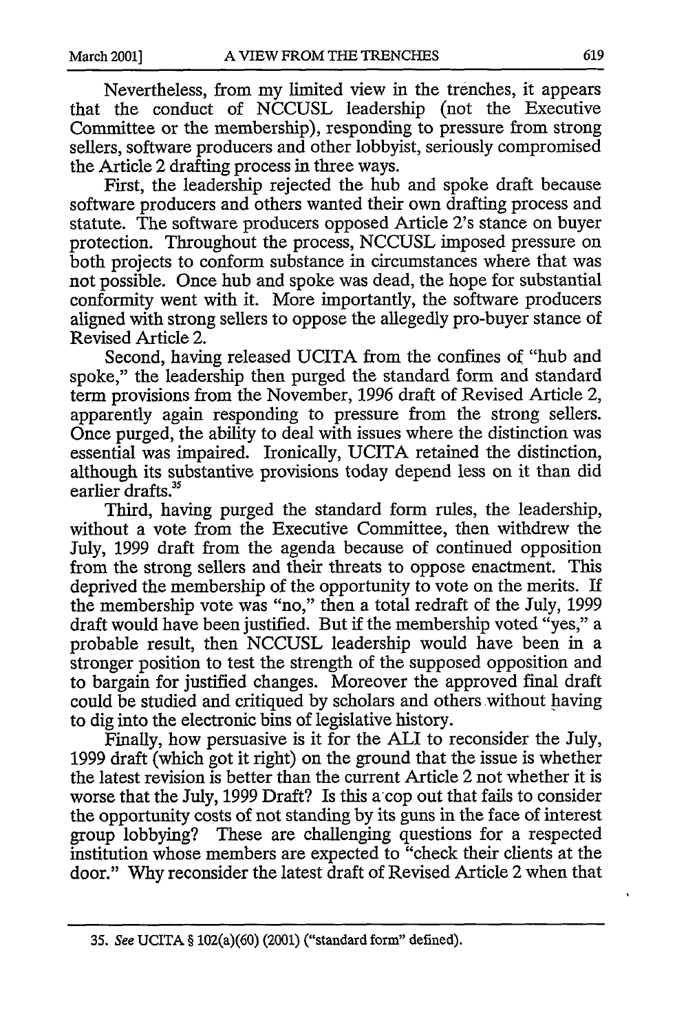Nevertheless, from my limited view in the trenches, it appears that the conduct of NCCUSL leadership (not the Executive Committee or the membership), responding to pressure from strong sellers, software producers and other lobbyist, seriously compromised the Article 2 drafting process in three ways.

First, the leadership rejected the hub and spoke draft because software producers and others wanted their own drafting process and statute. The software producers opposed Article 2's stance on buyer protection. Throughout the process, NCCUSL imposed pressure on both projects to conform substance in circumstances where that was not possible. Once hub and spoke was dead, the hope for substantial conformity went with it. More importantly, the software producers aligned with strong sellers to oppose the allegedly pro-buyer stance of Revised Article 2.

Second, having released UCITA from the confines of "hub and spoke," the leadership then purged the standard form and standard term provisions from the November, 1996 draft of Revised Article 2, apparently again responding to pressure from the strong sellers. Once purged, the ability to deal with issues where the distinction was essential was impaired. Ironically, UCITA retained the distinction, although its substantive provisions today depend less on it than did earlier drafts.[35]

Third, having purged the standard form rules, the leadership, without a vote from the Executive Committee, then withdrew the July, 1999 draft from the agenda because of continued opposition from the strong sellers and their threats to oppose enactment. This deprived the membership of the opportunity to vote on the merits. If the membership vote was "no," then a total redraft of the July, 1999 draft would have been justified. But if the membership voted "yes," a probable result, then NCCUSL leadership would have been in a stronger position to test the strength of the supposed opposition and to bargain for justified changes. Moreover the approved final draft could be studied and critiqued by scholars and others without having to dig into the electronic bins of legislative history.

Finally, how persuasive is it for the ALI to reconsider the July, 1999 draft (which got it right) on the ground that the issue is whether the latest revision is better than the current Article 2 not whether it is worse that the July, 1999 Draft? Is this a cop out that fails to consider the opportunity costs of not standing by its guns in the face of interest group lobbying? These are challenging questions for a respected institution whose members are expected to "check their clients at the door." Why reconsider the latest draft of Revised Article 2 when that

35. *See* UCITA § 102(a)(60) (2001) ("standard form" defined).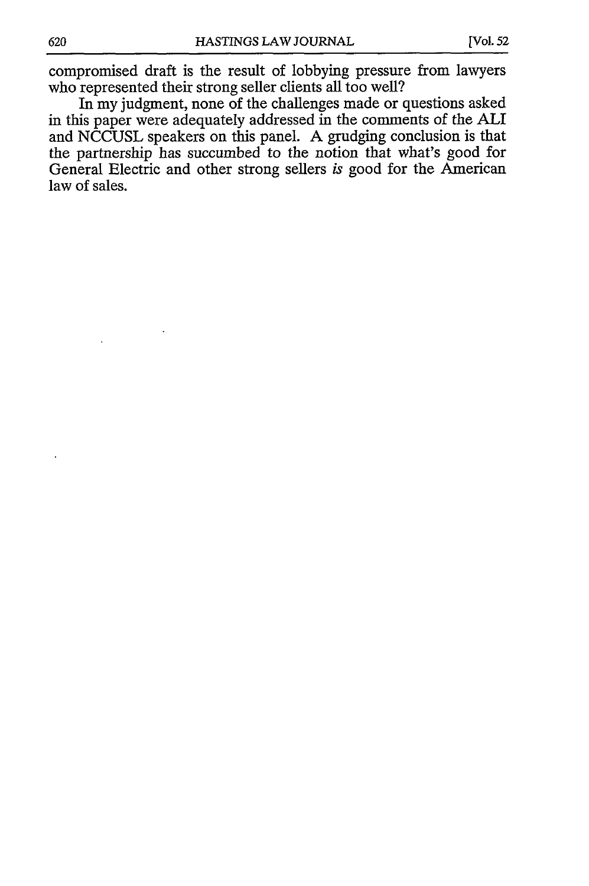compromised draft is the result of lobbying pressure from lawyers who represented their strong seller clients all too well?

In my judgment, none of the challenges made or questions asked in this paper were adequately addressed in the comments of the ALI and NCCUSL speakers on this panel. A grudging conclusion is that the partnership has succumbed to the notion that what's good for General Electric and other strong sellers *is* good for the American law of sales.